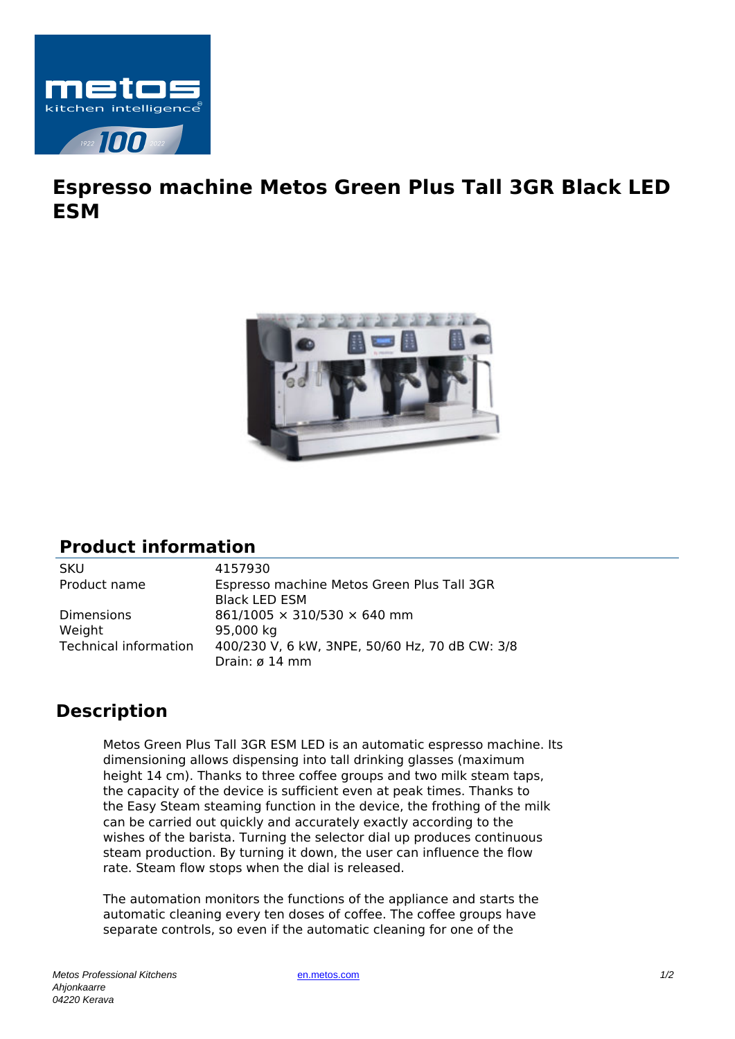# Espresso machine Metos Green Plus Tall 3GR Black LED ESM

## Product information

| | |
|---|---|
| SKU | 4157930 |
| Product name | Espresso machine Metos Green Plus Tall 3GR Black LED ESM |
| Dimensions | 861/1005 × 310/530 × 640 mm |
| Weight | 95,000 kg |
| Technical information | 400/230 V, 6 kW, 3NPE, 50/60 Hz, 70 dB CW: 3/8 Drain: ø 14 mm |

## Description

Metos Green Plus Tall 3GR ESM LED is an automatic espresso machine. Its dimensioning allows dispensing into tall drinking glasses (maximum height 14 cm). Thanks to three coffee groups and two milk steam taps, the capacity of the device is sufficient even at peak times. Thanks to the Easy Steam steaming function in the device, the frothing of the milk can be carried out quickly and accurately exactly according to the wishes of the barista. Turning the selector dial up produces continuous steam production. By turning it down, the user can influence the flow rate. Steam flow stops when the dial is released.

The automation monitors the functions of the appliance and starts the automatic cleaning every ten doses of coffee. The coffee groups have separate controls, so even if the automatic cleaning for one of the

*Metos Professional Kitchens*
*Ahjonkaarre*
*04220 Kerava*

en.metos.com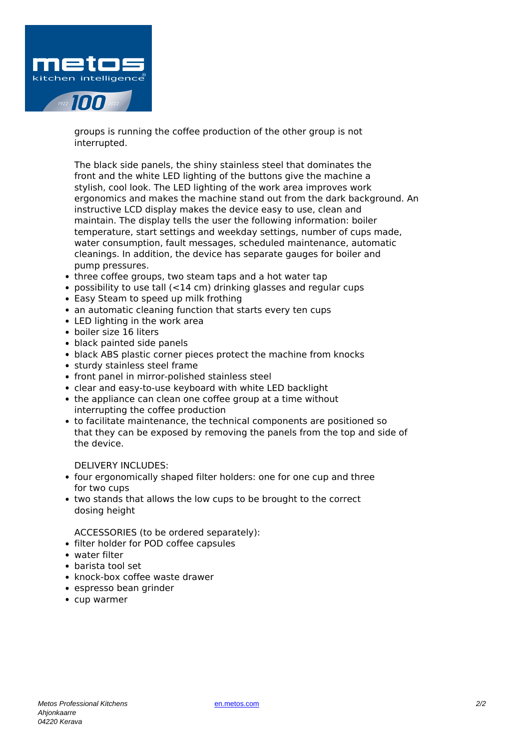groups is running the coffee production of the other group is not interrupted.

The black side panels, the shiny stainless steel that dominates the front and the white LED lighting of the buttons give the machine a stylish, cool look. The LED lighting of the work area improves work ergonomics and makes the machine stand out from the dark background. An instructive LCD display makes the device easy to use, clean and maintain. The display tells the user the following information: boiler temperature, start settings and weekday settings, number of cups made, water consumption, fault messages, scheduled maintenance, automatic cleanings. In addition, the device has separate gauges for boiler and pump pressures.

- three coffee groups, two steam taps and a hot water tap
- possibility to use tall (<14 cm) drinking glasses and regular cups
- Easy Steam to speed up milk frothing
- an automatic cleaning function that starts every ten cups
- LED lighting in the work area
- boiler size 16 liters
- black painted side panels
- black ABS plastic corner pieces protect the machine from knocks
- sturdy stainless steel frame
- front panel in mirror-polished stainless steel
- clear and easy-to-use keyboard with white LED backlight
- the appliance can clean one coffee group at a time without interrupting the coffee production
- to facilitate maintenance, the technical components are positioned so that they can be exposed by removing the panels from the top and side of the device.

DELIVERY INCLUDES:

- four ergonomically shaped filter holders: one for one cup and three for two cups
- two stands that allows the low cups to be brought to the correct dosing height

ACCESSORIES (to be ordered separately):

- filter holder for POD coffee capsules
- water filter
- barista tool set
- knock-box coffee waste drawer
- espresso bean grinder
- cup warmer